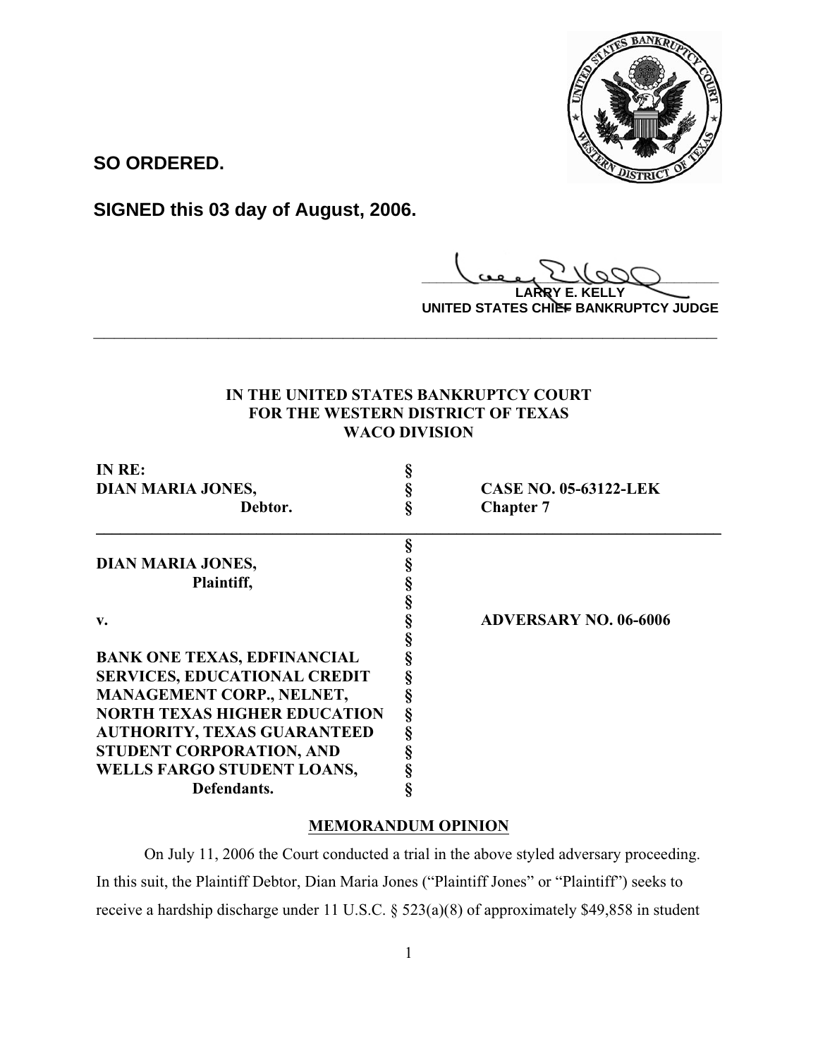**SO ORDERED.**

**SIGNED this 03 day of August, 2006.**

**LARRY E. KELLY**
**UNITED STATES CHIEF BANKRUPTCY JUDGE**

---

**IN THE UNITED STATES BANKRUPTCY COURT**
**FOR THE WESTERN DISTRICT OF TEXAS**
**WACO DIVISION**

| | | |
|---|---|---|
| **IN RE:** | § | |
| **DIAN MARIA JONES,** | § | **CASE NO. 05-63122-LEK** |
| **Debtor.** | § | **Chapter 7** |

| | | |
|---|---|---|
| | § | |
| **DIAN MARIA JONES,** | § | |
| **Plaintiff,** | § | |
| | § | |
| **v.** | § | **ADVERSARY NO. 06-6006** |
| | § | |
| **BANK ONE TEXAS, EDFINANCIAL** | § | |
| **SERVICES, EDUCATIONAL CREDIT** | § | |
| **MANAGEMENT CORP., NELNET,** | § | |
| **NORTH TEXAS HIGHER EDUCATION** | § | |
| **AUTHORITY, TEXAS GUARANTEED** | § | |
| **STUDENT CORPORATION, AND** | § | |
| **WELLS FARGO STUDENT LOANS,** | § | |
| **Defendants.** | § | |

## MEMORANDUM OPINION

On July 11, 2006 the Court conducted a trial in the above styled adversary proceeding. In this suit, the Plaintiff Debtor, Dian Maria Jones ("Plaintiff Jones" or "Plaintiff") seeks to receive a hardship discharge under 11 U.S.C. § 523(a)(8) of approximately $49,858 in student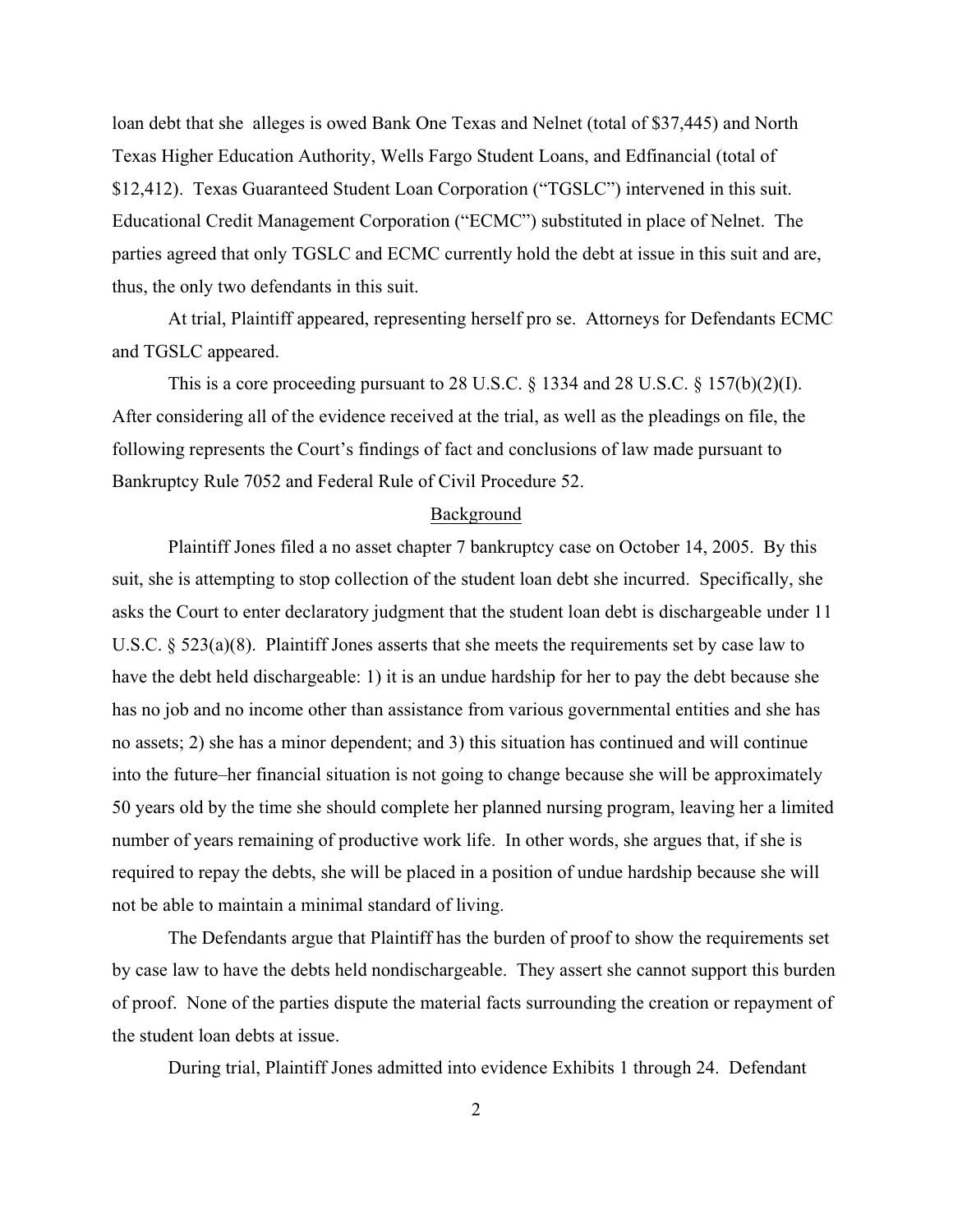loan debt that she alleges is owed Bank One Texas and Nelnet (total of $37,445) and North Texas Higher Education Authority, Wells Fargo Student Loans, and Edfinancial (total of $12,412). Texas Guaranteed Student Loan Corporation ("TGSLC") intervened in this suit. Educational Credit Management Corporation ("ECMC") substituted in place of Nelnet. The parties agreed that only TGSLC and ECMC currently hold the debt at issue in this suit and are, thus, the only two defendants in this suit.

At trial, Plaintiff appeared, representing herself pro se. Attorneys for Defendants ECMC and TGSLC appeared.

This is a core proceeding pursuant to 28 U.S.C. § 1334 and 28 U.S.C. § 157(b)(2)(I). After considering all of the evidence received at the trial, as well as the pleadings on file, the following represents the Court's findings of fact and conclusions of law made pursuant to Bankruptcy Rule 7052 and Federal Rule of Civil Procedure 52.

## Background

Plaintiff Jones filed a no asset chapter 7 bankruptcy case on October 14, 2005. By this suit, she is attempting to stop collection of the student loan debt she incurred. Specifically, she asks the Court to enter declaratory judgment that the student loan debt is dischargeable under 11 U.S.C. § 523(a)(8). Plaintiff Jones asserts that she meets the requirements set by case law to have the debt held dischargeable: 1) it is an undue hardship for her to pay the debt because she has no job and no income other than assistance from various governmental entities and she has no assets; 2) she has a minor dependent; and 3) this situation has continued and will continue into the future–her financial situation is not going to change because she will be approximately 50 years old by the time she should complete her planned nursing program, leaving her a limited number of years remaining of productive work life. In other words, she argues that, if she is required to repay the debts, she will be placed in a position of undue hardship because she will not be able to maintain a minimal standard of living.

The Defendants argue that Plaintiff has the burden of proof to show the requirements set by case law to have the debts held nondischargeable. They assert she cannot support this burden of proof. None of the parties dispute the material facts surrounding the creation or repayment of the student loan debts at issue.

During trial, Plaintiff Jones admitted into evidence Exhibits 1 through 24. Defendant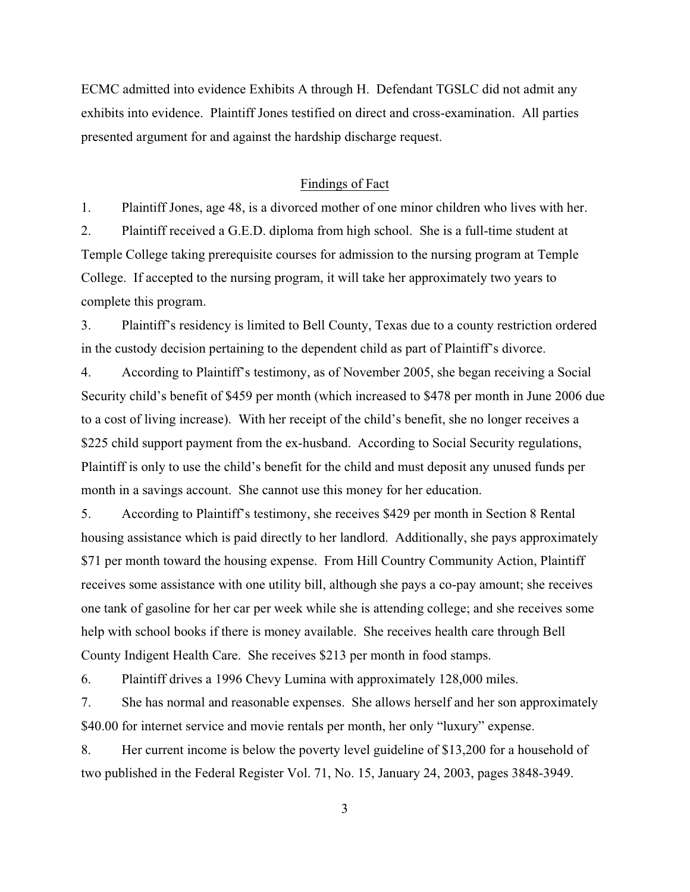ECMC admitted into evidence Exhibits A through H. Defendant TGSLC did not admit any exhibits into evidence. Plaintiff Jones testified on direct and cross-examination. All parties presented argument for and against the hardship discharge request.

## Findings of Fact

1. Plaintiff Jones, age 48, is a divorced mother of one minor children who lives with her.

2. Plaintiff received a G.E.D. diploma from high school. She is a full-time student at Temple College taking prerequisite courses for admission to the nursing program at Temple College. If accepted to the nursing program, it will take her approximately two years to complete this program.

3. Plaintiff's residency is limited to Bell County, Texas due to a county restriction ordered in the custody decision pertaining to the dependent child as part of Plaintiff's divorce.

4. According to Plaintiff's testimony, as of November 2005, she began receiving a Social Security child's benefit of $459 per month (which increased to $478 per month in June 2006 due to a cost of living increase). With her receipt of the child's benefit, she no longer receives a $225 child support payment from the ex-husband. According to Social Security regulations, Plaintiff is only to use the child's benefit for the child and must deposit any unused funds per month in a savings account. She cannot use this money for her education.

5. According to Plaintiff's testimony, she receives $429 per month in Section 8 Rental housing assistance which is paid directly to her landlord. Additionally, she pays approximately $71 per month toward the housing expense. From Hill Country Community Action, Plaintiff receives some assistance with one utility bill, although she pays a co-pay amount; she receives one tank of gasoline for her car per week while she is attending college; and she receives some help with school books if there is money available. She receives health care through Bell County Indigent Health Care. She receives $213 per month in food stamps.

6. Plaintiff drives a 1996 Chevy Lumina with approximately 128,000 miles.

7. She has normal and reasonable expenses. She allows herself and her son approximately $40.00 for internet service and movie rentals per month, her only "luxury" expense.

8. Her current income is below the poverty level guideline of $13,200 for a household of two published in the Federal Register Vol. 71, No. 15, January 24, 2003, pages 3848-3949.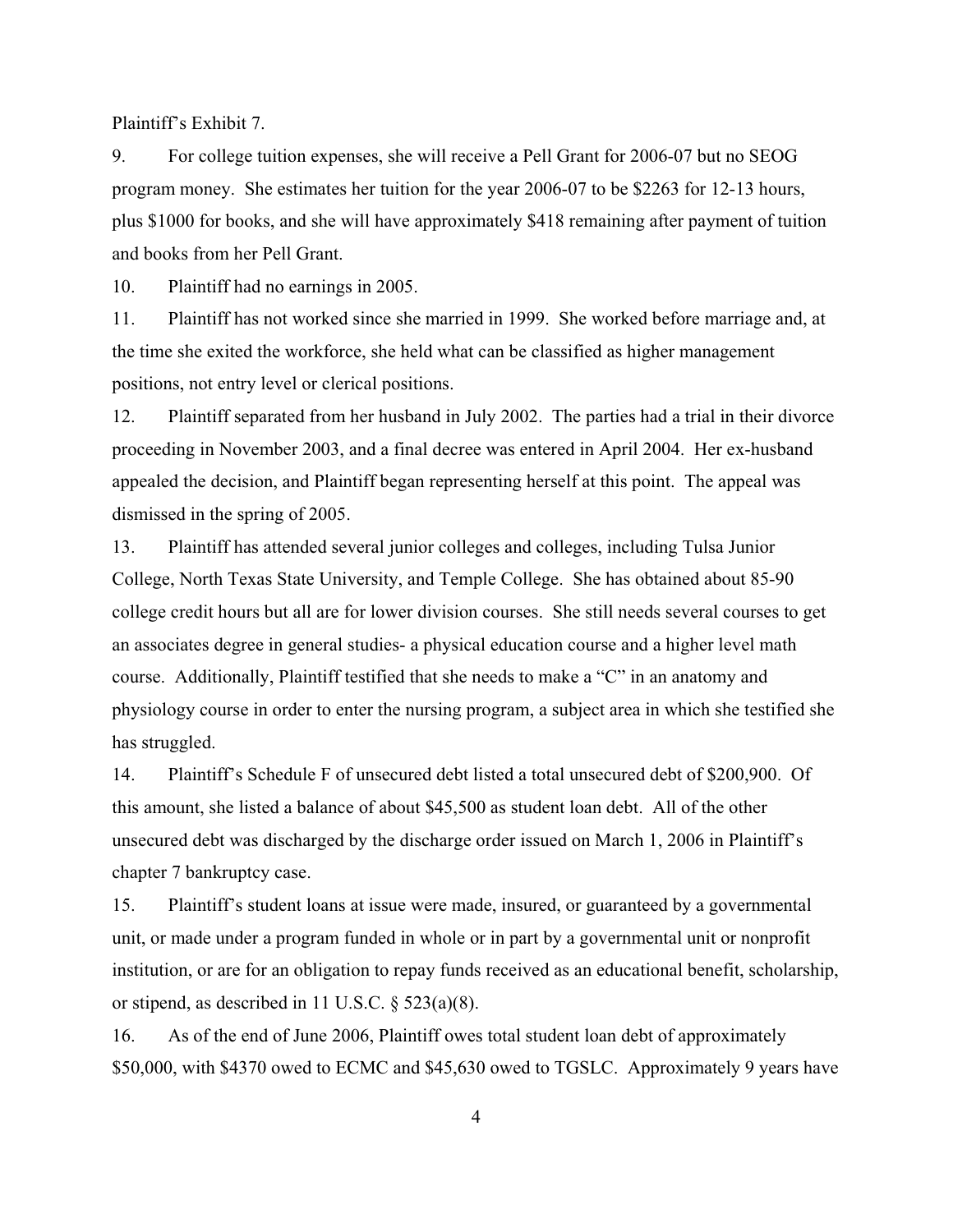Plaintiff's Exhibit 7.

9. For college tuition expenses, she will receive a Pell Grant for 2006-07 but no SEOG program money. She estimates her tuition for the year 2006-07 to be $2263 for 12-13 hours, plus $1000 for books, and she will have approximately $418 remaining after payment of tuition and books from her Pell Grant.

10. Plaintiff had no earnings in 2005.

11. Plaintiff has not worked since she married in 1999. She worked before marriage and, at the time she exited the workforce, she held what can be classified as higher management positions, not entry level or clerical positions.

12. Plaintiff separated from her husband in July 2002. The parties had a trial in their divorce proceeding in November 2003, and a final decree was entered in April 2004. Her ex-husband appealed the decision, and Plaintiff began representing herself at this point. The appeal was dismissed in the spring of 2005.

13. Plaintiff has attended several junior colleges and colleges, including Tulsa Junior College, North Texas State University, and Temple College. She has obtained about 85-90 college credit hours but all are for lower division courses. She still needs several courses to get an associates degree in general studies- a physical education course and a higher level math course. Additionally, Plaintiff testified that she needs to make a "C" in an anatomy and physiology course in order to enter the nursing program, a subject area in which she testified she has struggled.

14. Plaintiff's Schedule F of unsecured debt listed a total unsecured debt of $200,900. Of this amount, she listed a balance of about $45,500 as student loan debt. All of the other unsecured debt was discharged by the discharge order issued on March 1, 2006 in Plaintiff's chapter 7 bankruptcy case.

15. Plaintiff's student loans at issue were made, insured, or guaranteed by a governmental unit, or made under a program funded in whole or in part by a governmental unit or nonprofit institution, or are for an obligation to repay funds received as an educational benefit, scholarship, or stipend, as described in 11 U.S.C. § 523(a)(8).

16. As of the end of June 2006, Plaintiff owes total student loan debt of approximately $50,000, with $4370 owed to ECMC and $45,630 owed to TGSLC. Approximately 9 years have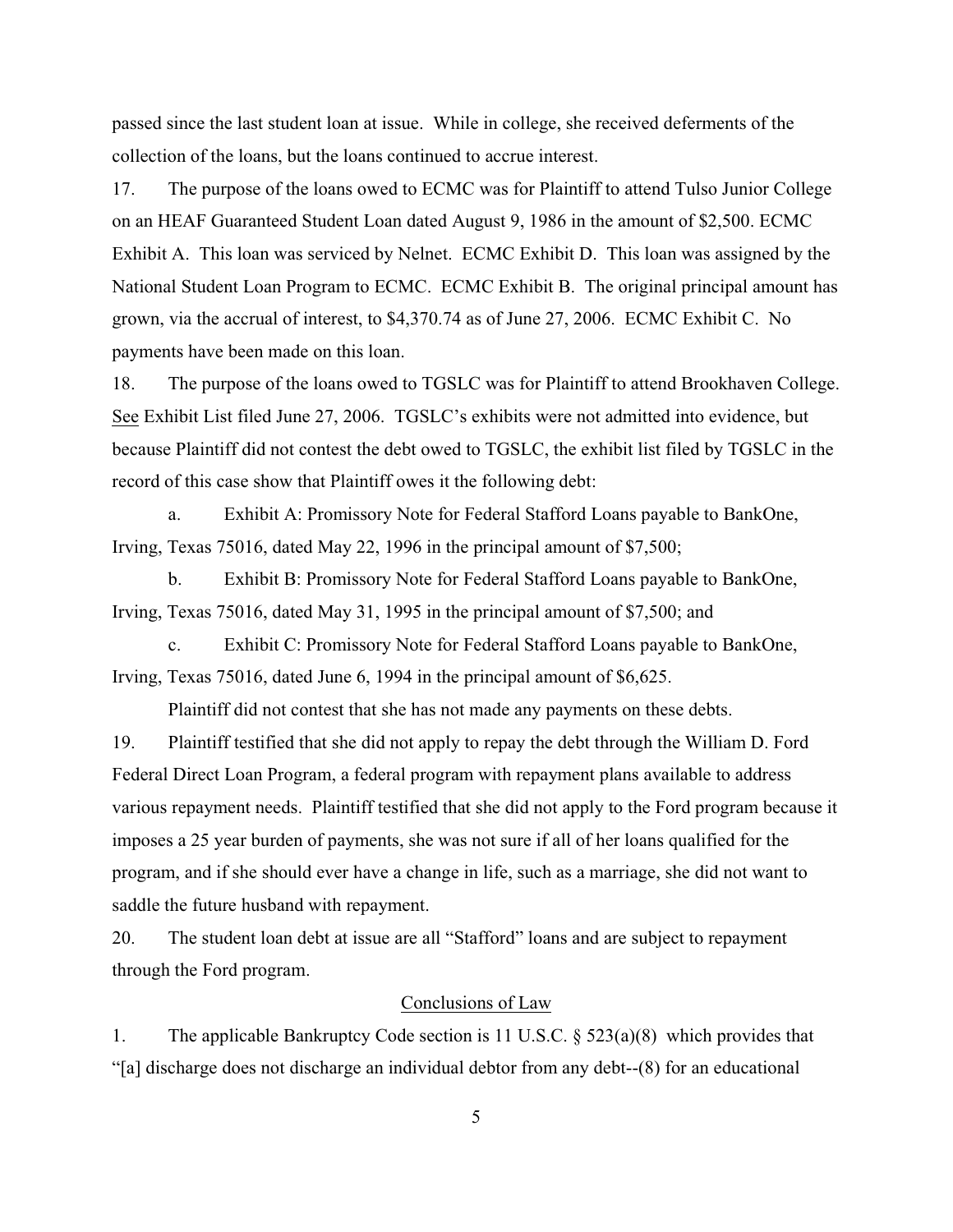passed since the last student loan at issue. While in college, she received deferments of the collection of the loans, but the loans continued to accrue interest.

17. The purpose of the loans owed to ECMC was for Plaintiff to attend Tulso Junior College on an HEAF Guaranteed Student Loan dated August 9, 1986 in the amount of $2,500. ECMC Exhibit A. This loan was serviced by Nelnet. ECMC Exhibit D. This loan was assigned by the National Student Loan Program to ECMC. ECMC Exhibit B. The original principal amount has grown, via the accrual of interest, to $4,370.74 as of June 27, 2006. ECMC Exhibit C. No payments have been made on this loan.

18. The purpose of the loans owed to TGSLC was for Plaintiff to attend Brookhaven College. See Exhibit List filed June 27, 2006. TGSLC's exhibits were not admitted into evidence, but because Plaintiff did not contest the debt owed to TGSLC, the exhibit list filed by TGSLC in the record of this case show that Plaintiff owes it the following debt:

a. Exhibit A: Promissory Note for Federal Stafford Loans payable to BankOne, Irving, Texas 75016, dated May 22, 1996 in the principal amount of $7,500;

b. Exhibit B: Promissory Note for Federal Stafford Loans payable to BankOne, Irving, Texas 75016, dated May 31, 1995 in the principal amount of $7,500; and

c. Exhibit C: Promissory Note for Federal Stafford Loans payable to BankOne, Irving, Texas 75016, dated June 6, 1994 in the principal amount of $6,625.

Plaintiff did not contest that she has not made any payments on these debts.

19. Plaintiff testified that she did not apply to repay the debt through the William D. Ford Federal Direct Loan Program, a federal program with repayment plans available to address various repayment needs. Plaintiff testified that she did not apply to the Ford program because it imposes a 25 year burden of payments, she was not sure if all of her loans qualified for the program, and if she should ever have a change in life, such as a marriage, she did not want to saddle the future husband with repayment.

20. The student loan debt at issue are all "Stafford" loans and are subject to repayment through the Ford program.

## Conclusions of Law

1. The applicable Bankruptcy Code section is 11 U.S.C. § 523(a)(8) which provides that "[a] discharge does not discharge an individual debtor from any debt--(8) for an educational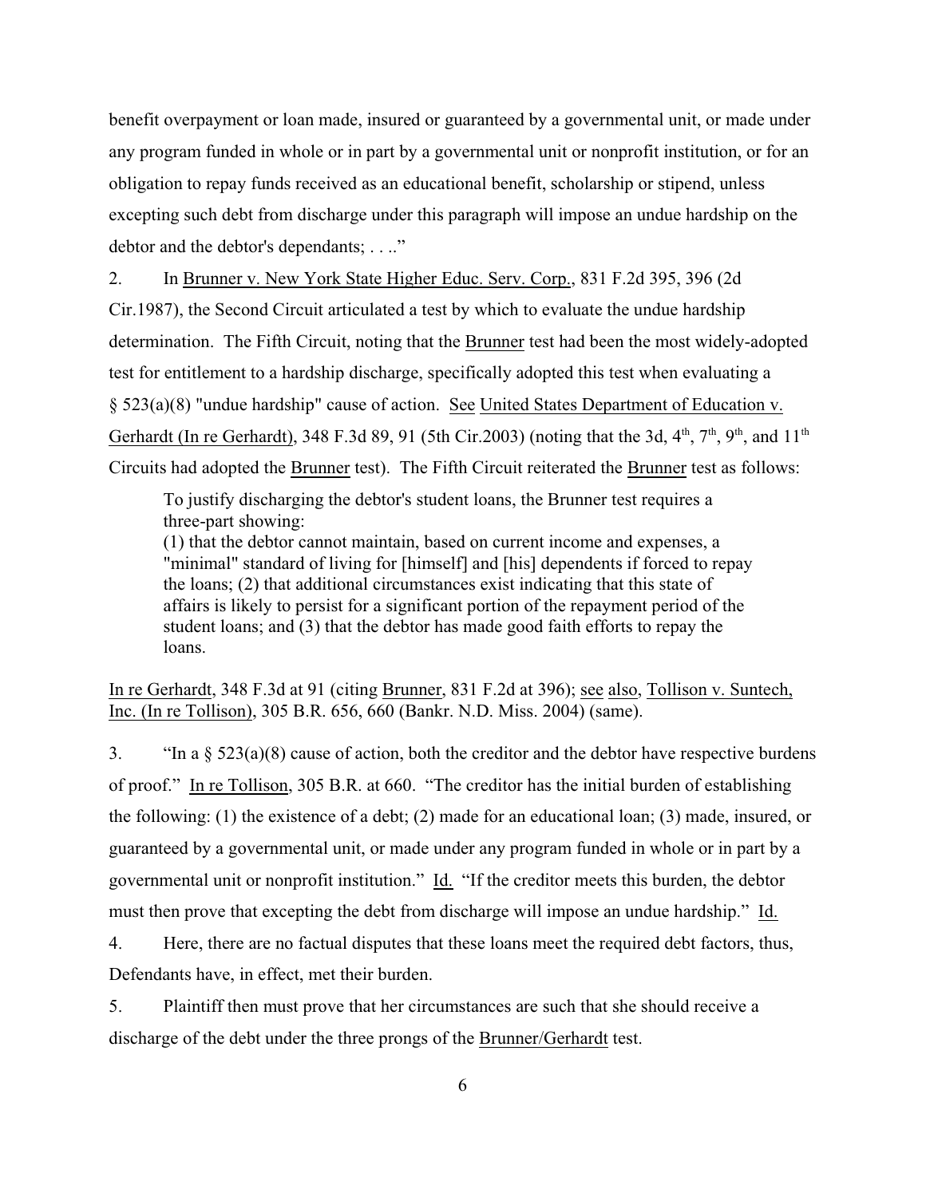benefit overpayment or loan made, insured or guaranteed by a governmental unit, or made under any program funded in whole or in part by a governmental unit or nonprofit institution, or for an obligation to repay funds received as an educational benefit, scholarship or stipend, unless excepting such debt from discharge under this paragraph will impose an undue hardship on the debtor and the debtor's dependants; . . .."

2. In Brunner v. New York State Higher Educ. Serv. Corp., 831 F.2d 395, 396 (2d Cir.1987), the Second Circuit articulated a test by which to evaluate the undue hardship determination. The Fifth Circuit, noting that the Brunner test had been the most widely-adopted test for entitlement to a hardship discharge, specifically adopted this test when evaluating a § 523(a)(8) "undue hardship" cause of action. See United States Department of Education v. Gerhardt (In re Gerhardt), 348 F.3d 89, 91 (5th Cir.2003) (noting that the 3d, 4th, 7th, 9th, and 11th Circuits had adopted the Brunner test). The Fifth Circuit reiterated the Brunner test as follows:

> To justify discharging the debtor's student loans, the Brunner test requires a three-part showing:
> (1) that the debtor cannot maintain, based on current income and expenses, a "minimal" standard of living for [himself] and [his] dependents if forced to repay the loans; (2) that additional circumstances exist indicating that this state of affairs is likely to persist for a significant portion of the repayment period of the student loans; and (3) that the debtor has made good faith efforts to repay the loans.

In re Gerhardt, 348 F.3d at 91 (citing Brunner, 831 F.2d at 396); see also, Tollison v. Suntech, Inc. (In re Tollison), 305 B.R. 656, 660 (Bankr. N.D. Miss. 2004) (same).

3. "In a § 523(a)(8) cause of action, both the creditor and the debtor have respective burdens of proof." In re Tollison, 305 B.R. at 660. "The creditor has the initial burden of establishing the following: (1) the existence of a debt; (2) made for an educational loan; (3) made, insured, or guaranteed by a governmental unit, or made under any program funded in whole or in part by a governmental unit or nonprofit institution." Id. "If the creditor meets this burden, the debtor must then prove that excepting the debt from discharge will impose an undue hardship." Id.

4. Here, there are no factual disputes that these loans meet the required debt factors, thus, Defendants have, in effect, met their burden.

5. Plaintiff then must prove that her circumstances are such that she should receive a discharge of the debt under the three prongs of the Brunner/Gerhardt test.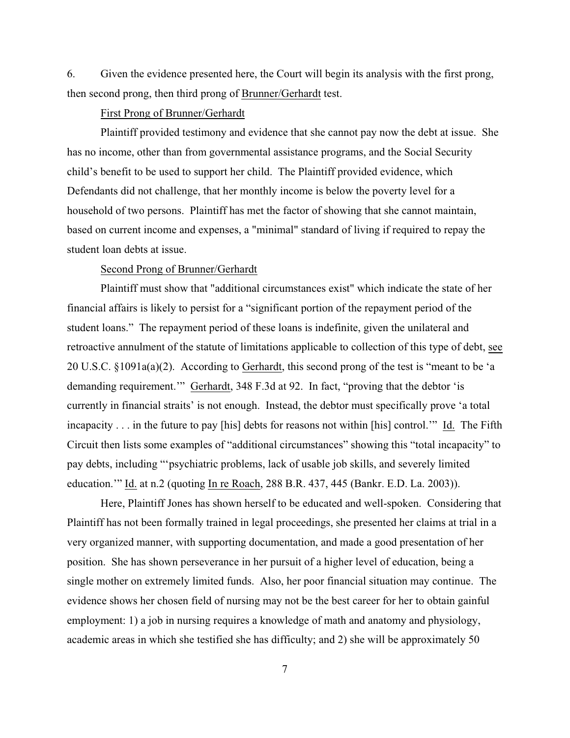6. Given the evidence presented here, the Court will begin its analysis with the first prong, then second prong, then third prong of <u>Brunner/Gerhardt</u> test.

<u>First Prong of Brunner/Gerhardt</u>

Plaintiff provided testimony and evidence that she cannot pay now the debt at issue. She has no income, other than from governmental assistance programs, and the Social Security child's benefit to be used to support her child. The Plaintiff provided evidence, which Defendants did not challenge, that her monthly income is below the poverty level for a household of two persons. Plaintiff has met the factor of showing that she cannot maintain, based on current income and expenses, a "minimal" standard of living if required to repay the student loan debts at issue.

<u>Second Prong of Brunner/Gerhardt</u>

Plaintiff must show that "additional circumstances exist" which indicate the state of her financial affairs is likely to persist for a "significant portion of the repayment period of the student loans." The repayment period of these loans is indefinite, given the unilateral and retroactive annulment of the statute of limitations applicable to collection of this type of debt, <u>see</u> 20 U.S.C. §1091a(a)(2). According to <u>Gerhardt</u>, this second prong of the test is "meant to be 'a demanding requirement.'" <u>Gerhardt</u>, 348 F.3d at 92. In fact, "proving that the debtor 'is currently in financial straits' is not enough. Instead, the debtor must specifically prove 'a total incapacity . . . in the future to pay [his] debts for reasons not within [his] control.'" <u>Id.</u> The Fifth Circuit then lists some examples of "additional circumstances" showing this "total incapacity" to pay debts, including "'psychiatric problems, lack of usable job skills, and severely limited education.'" <u>Id.</u> at n.2 (quoting <u>In re Roach</u>, 288 B.R. 437, 445 (Bankr. E.D. La. 2003)).

Here, Plaintiff Jones has shown herself to be educated and well-spoken. Considering that Plaintiff has not been formally trained in legal proceedings, she presented her claims at trial in a very organized manner, with supporting documentation, and made a good presentation of her position. She has shown perseverance in her pursuit of a higher level of education, being a single mother on extremely limited funds. Also, her poor financial situation may continue. The evidence shows her chosen field of nursing may not be the best career for her to obtain gainful employment: 1) a job in nursing requires a knowledge of math and anatomy and physiology, academic areas in which she testified she has difficulty; and 2) she will be approximately 50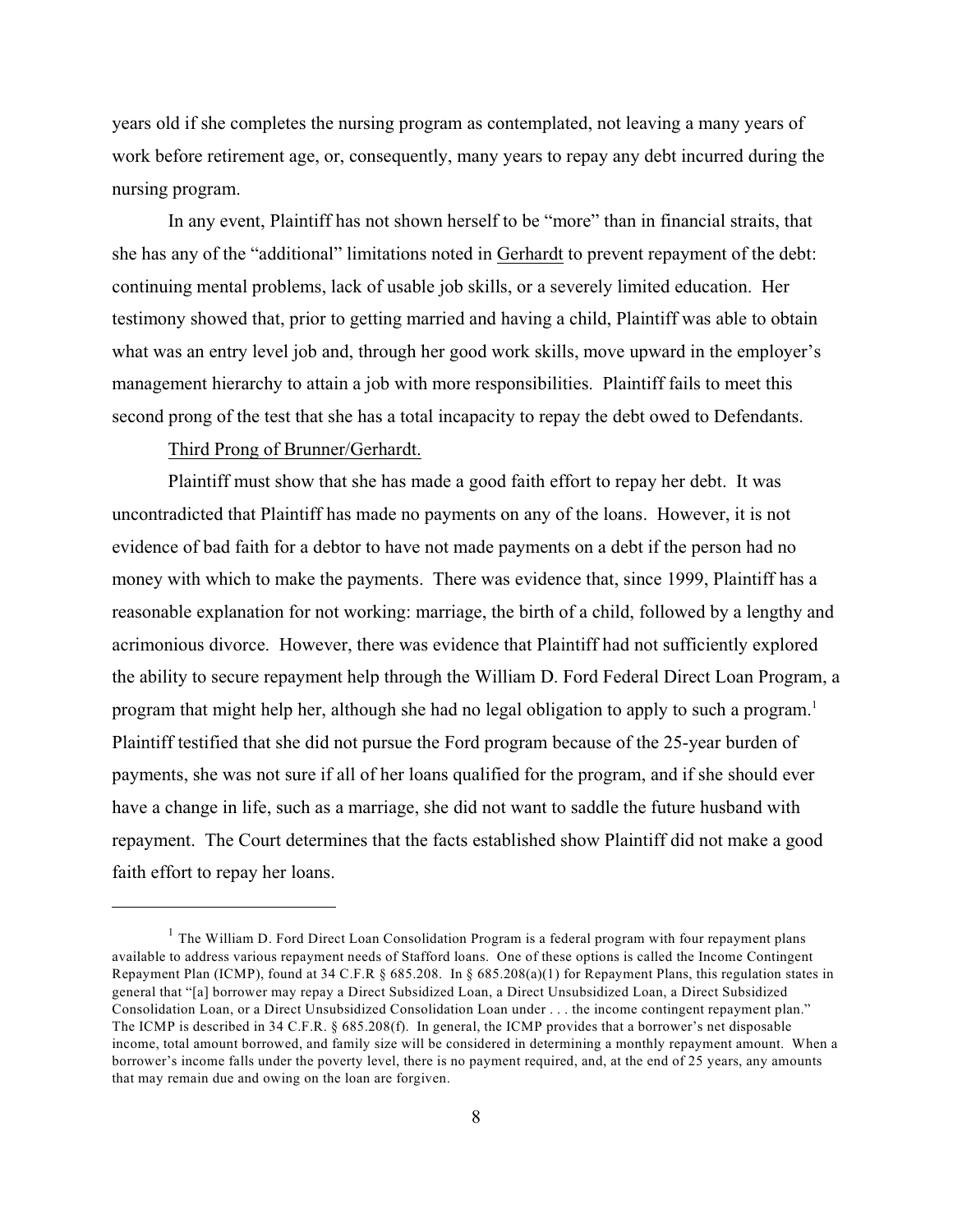years old if she completes the nursing program as contemplated, not leaving a many years of work before retirement age, or, consequently, many years to repay any debt incurred during the nursing program.

In any event, Plaintiff has not shown herself to be "more" than in financial straits, that she has any of the "additional" limitations noted in Gerhardt to prevent repayment of the debt: continuing mental problems, lack of usable job skills, or a severely limited education. Her testimony showed that, prior to getting married and having a child, Plaintiff was able to obtain what was an entry level job and, through her good work skills, move upward in the employer's management hierarchy to attain a job with more responsibilities. Plaintiff fails to meet this second prong of the test that she has a total incapacity to repay the debt owed to Defendants.

Third Prong of Brunner/Gerhardt.

Plaintiff must show that she has made a good faith effort to repay her debt. It was uncontradicted that Plaintiff has made no payments on any of the loans. However, it is not evidence of bad faith for a debtor to have not made payments on a debt if the person had no money with which to make the payments. There was evidence that, since 1999, Plaintiff has a reasonable explanation for not working: marriage, the birth of a child, followed by a lengthy and acrimonious divorce. However, there was evidence that Plaintiff had not sufficiently explored the ability to secure repayment help through the William D. Ford Federal Direct Loan Program, a program that might help her, although she had no legal obligation to apply to such a program.[1] Plaintiff testified that she did not pursue the Ford program because of the 25-year burden of payments, she was not sure if all of her loans qualified for the program, and if she should ever have a change in life, such as a marriage, she did not want to saddle the future husband with repayment. The Court determines that the facts established show Plaintiff did not make a good faith effort to repay her loans.

---

[1] The William D. Ford Direct Loan Consolidation Program is a federal program with four repayment plans available to address various repayment needs of Stafford loans. One of these options is called the Income Contingent Repayment Plan (ICMP), found at 34 C.F.R § 685.208. In § 685.208(a)(1) for Repayment Plans, this regulation states in general that "[a] borrower may repay a Direct Subsidized Loan, a Direct Unsubsidized Loan, a Direct Subsidized Consolidation Loan, or a Direct Unsubsidized Consolidation Loan under . . . the income contingent repayment plan." The ICMP is described in 34 C.F.R. § 685.208(f). In general, the ICMP provides that a borrower's net disposable income, total amount borrowed, and family size will be considered in determining a monthly repayment amount. When a borrower's income falls under the poverty level, there is no payment required, and, at the end of 25 years, any amounts that may remain due and owing on the loan are forgiven.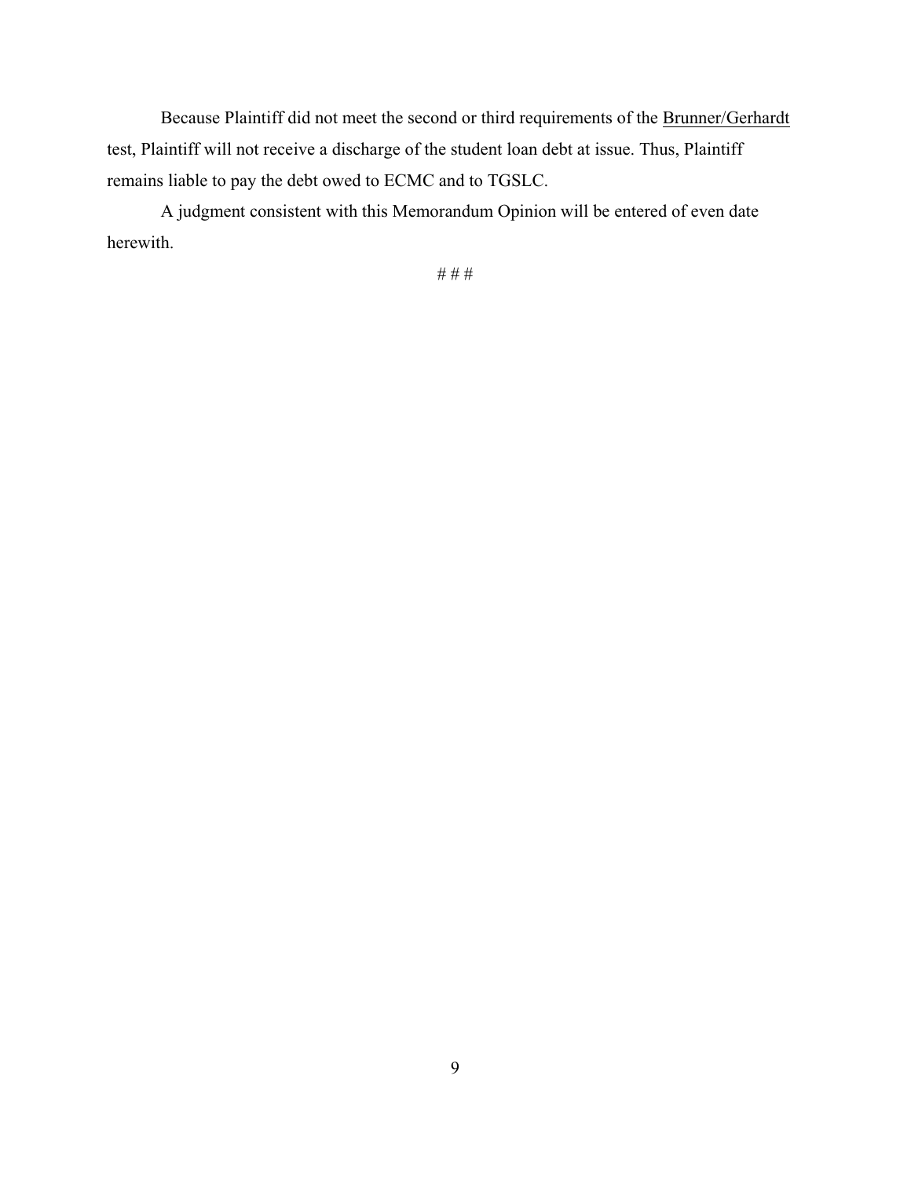Because Plaintiff did not meet the second or third requirements of the Brunner/Gerhardt test, Plaintiff will not receive a discharge of the student loan debt at issue. Thus, Plaintiff remains liable to pay the debt owed to ECMC and to TGSLC.

A judgment consistent with this Memorandum Opinion will be entered of even date herewith.

# # #